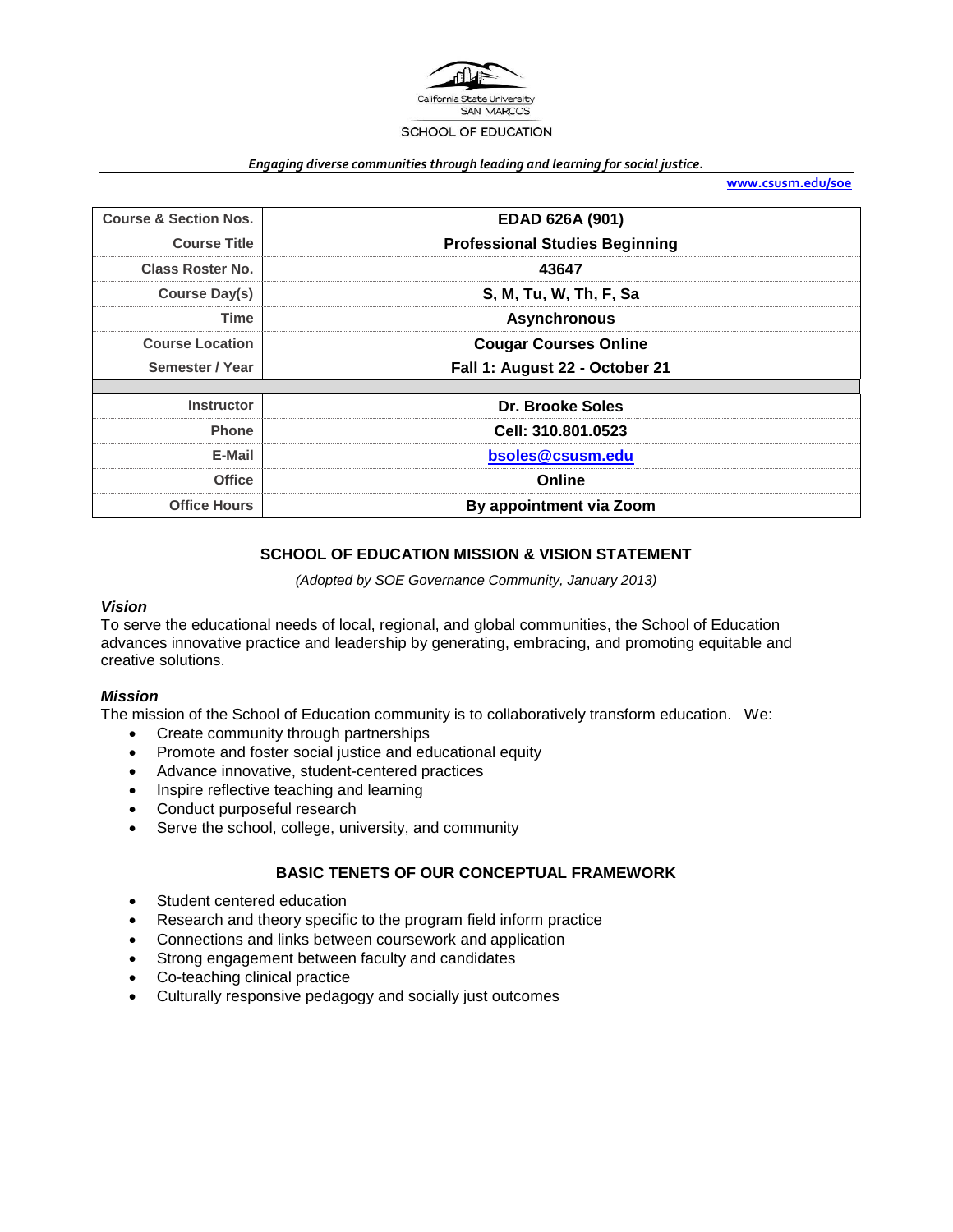California State University SAN MARCOS

SCHOOL OF EDUCATION

*Engaging diverse communities through leading and learning for social justice.*

www.csusm.edu/soe

| Course & Section Nos. | EDAD 626A (901) |
|---|---|
| Course Title | Professional Studies Beginning |
| Class Roster No. | 43647 |
| Course Day(s) | S, M, Tu, W, Th, F, Sa |
| Time | Asynchronous |
| Course Location | Cougar Courses Online |
| Semester / Year | Fall 1: August 22 - October 21 |
| | |
| Instructor | Dr. Brooke Soles |
| Phone | Cell: 310.801.0523 |
| E-Mail | bsoles@csusm.edu |
| Office | Online |
| Office Hours | By appointment via Zoom |

## SCHOOL OF EDUCATION MISSION & VISION STATEMENT

*(Adopted by SOE Governance Community, January 2013)*

### *Vision*

To serve the educational needs of local, regional, and global communities, the School of Education advances innovative practice and leadership by generating, embracing, and promoting equitable and creative solutions.

### *Mission*

The mission of the School of Education community is to collaboratively transform education. We:

- Create community through partnerships
- Promote and foster social justice and educational equity
- Advance innovative, student-centered practices
- Inspire reflective teaching and learning
- Conduct purposeful research
- Serve the school, college, university, and community

## BASIC TENETS OF OUR CONCEPTUAL FRAMEWORK

- Student centered education
- Research and theory specific to the program field inform practice
- Connections and links between coursework and application
- Strong engagement between faculty and candidates
- Co-teaching clinical practice
- Culturally responsive pedagogy and socially just outcomes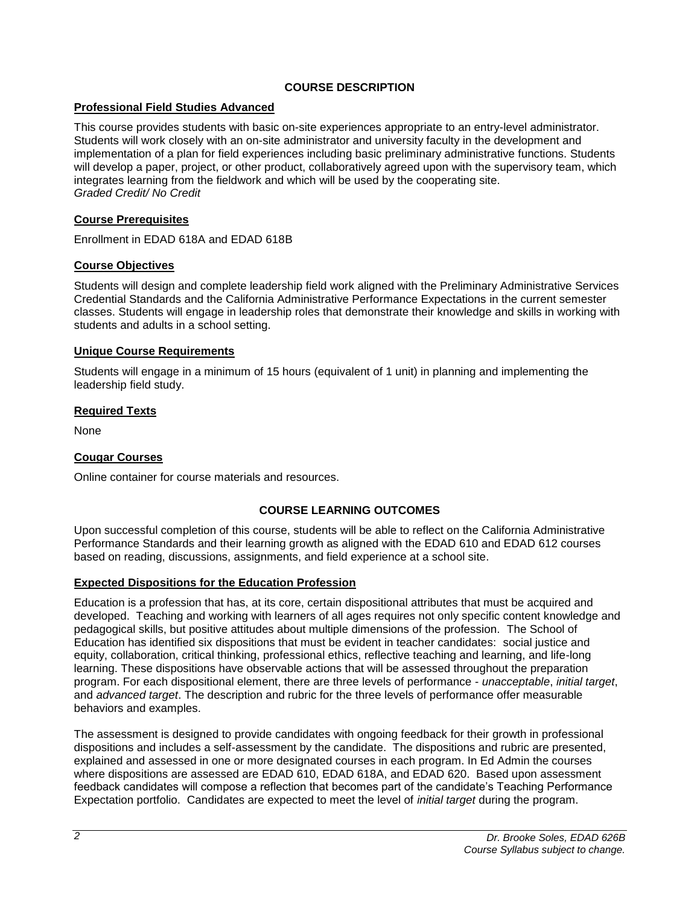## COURSE DESCRIPTION

### Professional Field Studies Advanced

This course provides students with basic on-site experiences appropriate to an entry-level administrator. Students will work closely with an on-site administrator and university faculty in the development and implementation of a plan for field experiences including basic preliminary administrative functions. Students will develop a paper, project, or other product, collaboratively agreed upon with the supervisory team, which integrates learning from the fieldwork and which will be used by the cooperating site.
*Graded Credit/ No Credit*

### Course Prerequisites

Enrollment in EDAD 618A and EDAD 618B

### Course Objectives

Students will design and complete leadership field work aligned with the Preliminary Administrative Services Credential Standards and the California Administrative Performance Expectations in the current semester classes. Students will engage in leadership roles that demonstrate their knowledge and skills in working with students and adults in a school setting.

### Unique Course Requirements

Students will engage in a minimum of 15 hours (equivalent of 1 unit) in planning and implementing the leadership field study.

### Required Texts

None

### Cougar Courses

Online container for course materials and resources.

## COURSE LEARNING OUTCOMES

Upon successful completion of this course, students will be able to reflect on the California Administrative Performance Standards and their learning growth as aligned with the EDAD 610 and EDAD 612 courses based on reading, discussions, assignments, and field experience at a school site.

### Expected Dispositions for the Education Profession

Education is a profession that has, at its core, certain dispositional attributes that must be acquired and developed. Teaching and working with learners of all ages requires not only specific content knowledge and pedagogical skills, but positive attitudes about multiple dimensions of the profession. The School of Education has identified six dispositions that must be evident in teacher candidates: social justice and equity, collaboration, critical thinking, professional ethics, reflective teaching and learning, and life-long learning. These dispositions have observable actions that will be assessed throughout the preparation program. For each dispositional element, there are three levels of performance - *unacceptable*, *initial target*, and *advanced target*. The description and rubric for the three levels of performance offer measurable behaviors and examples.

The assessment is designed to provide candidates with ongoing feedback for their growth in professional dispositions and includes a self-assessment by the candidate. The dispositions and rubric are presented, explained and assessed in one or more designated courses in each program. In Ed Admin the courses where dispositions are assessed are EDAD 610, EDAD 618A, and EDAD 620. Based upon assessment feedback candidates will compose a reflection that becomes part of the candidate's Teaching Performance Expectation portfolio. Candidates are expected to meet the level of *initial target* during the program.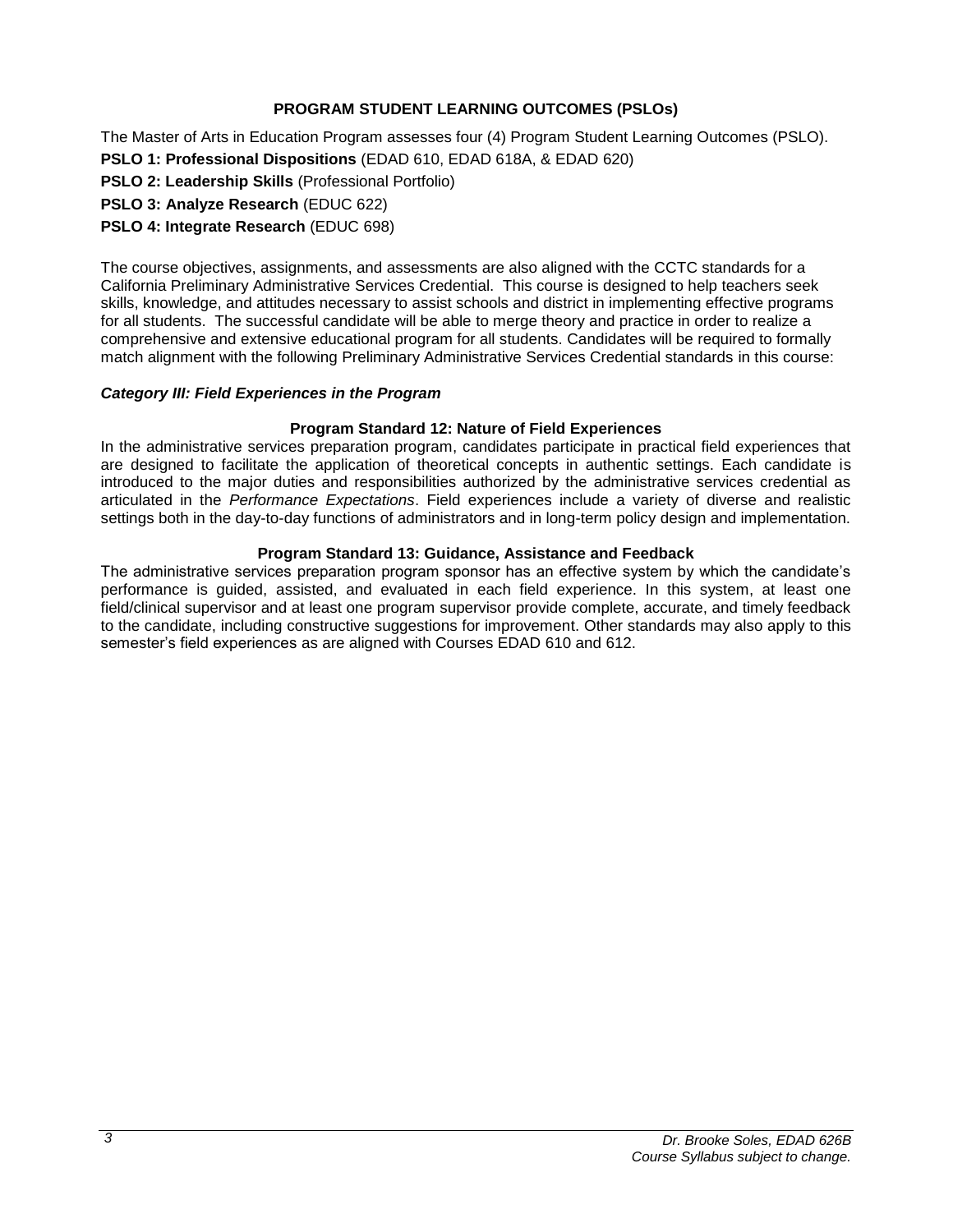## PROGRAM STUDENT LEARNING OUTCOMES (PSLOs)

The Master of Arts in Education Program assesses four (4) Program Student Learning Outcomes (PSLO).

**PSLO 1: Professional Dispositions** (EDAD 610, EDAD 618A, & EDAD 620)

**PSLO 2: Leadership Skills** (Professional Portfolio)

**PSLO 3: Analyze Research** (EDUC 622)

**PSLO 4: Integrate Research** (EDUC 698)

The course objectives, assignments, and assessments are also aligned with the CCTC standards for a California Preliminary Administrative Services Credential. This course is designed to help teachers seek skills, knowledge, and attitudes necessary to assist schools and district in implementing effective programs for all students. The successful candidate will be able to merge theory and practice in order to realize a comprehensive and extensive educational program for all students. Candidates will be required to formally match alignment with the following Preliminary Administrative Services Credential standards in this course:

***Category III: Field Experiences in the Program***

**Program Standard 12: Nature of Field Experiences**

In the administrative services preparation program, candidates participate in practical field experiences that are designed to facilitate the application of theoretical concepts in authentic settings. Each candidate is introduced to the major duties and responsibilities authorized by the administrative services credential as articulated in the *Performance Expectations*. Field experiences include a variety of diverse and realistic settings both in the day-to-day functions of administrators and in long-term policy design and implementation.

**Program Standard 13: Guidance, Assistance and Feedback**

The administrative services preparation program sponsor has an effective system by which the candidate's performance is guided, assisted, and evaluated in each field experience. In this system, at least one field/clinical supervisor and at least one program supervisor provide complete, accurate, and timely feedback to the candidate, including constructive suggestions for improvement. Other standards may also apply to this semester's field experiences as are aligned with Courses EDAD 610 and 612.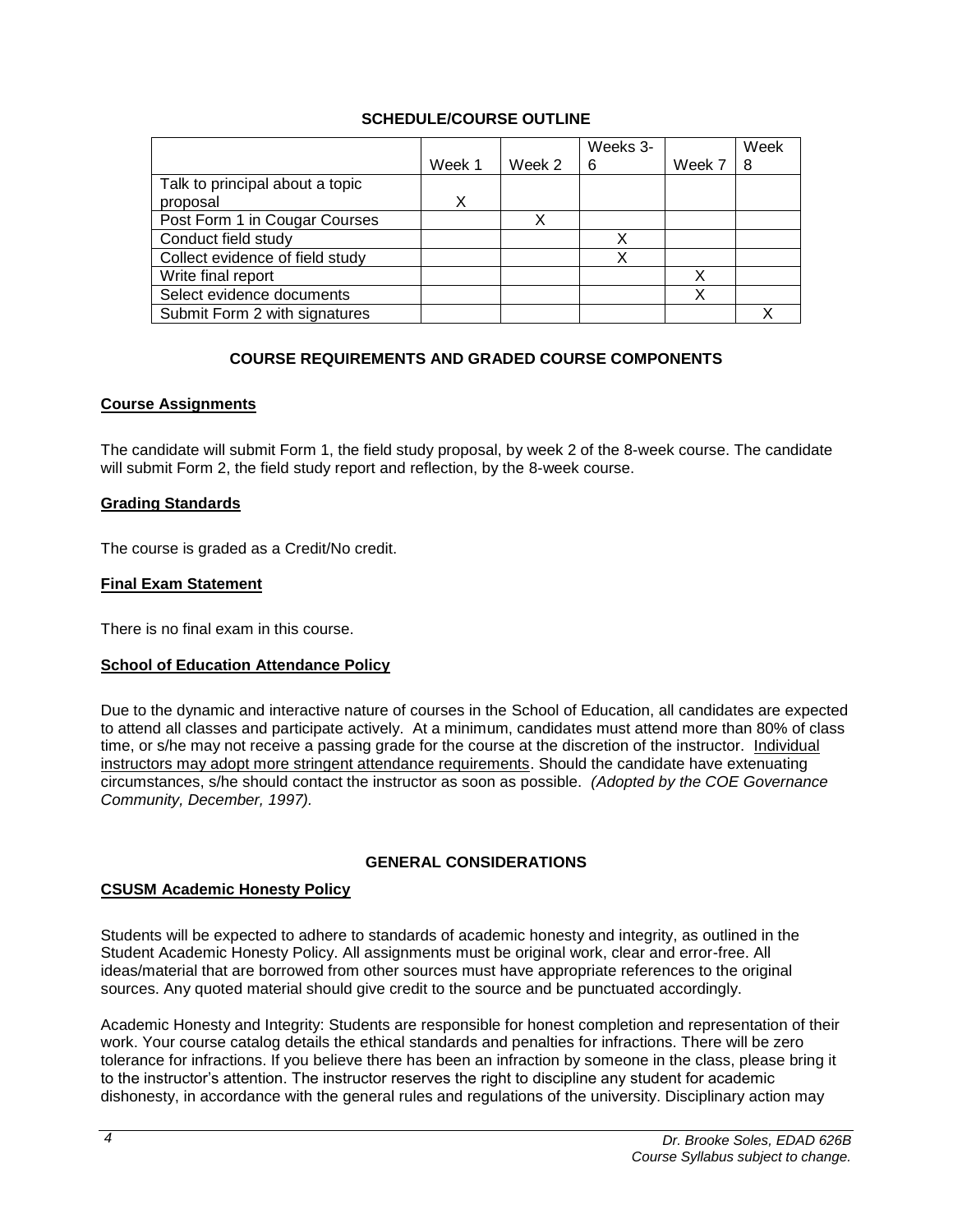## SCHEDULE/COURSE OUTLINE

| | Week 1 | Week 2 | Weeks 3-6 | Week 7 | Week 8 |
|---|---|---|---|---|---|
| Talk to principal about a topic proposal | X | | | | |
| Post Form 1 in Cougar Courses | | X | | | |
| Conduct field study | | | X | | |
| Collect evidence of field study | | | X | | |
| Write final report | | | | X | |
| Select evidence documents | | | | X | |
| Submit Form 2 with signatures | | | | | X |

## COURSE REQUIREMENTS AND GRADED COURSE COMPONENTS

### Course Assignments

The candidate will submit Form 1, the field study proposal, by week 2 of the 8-week course. The candidate will submit Form 2, the field study report and reflection, by the 8-week course.

### Grading Standards

The course is graded as a Credit/No credit.

### Final Exam Statement

There is no final exam in this course.

### School of Education Attendance Policy

Due to the dynamic and interactive nature of courses in the School of Education, all candidates are expected to attend all classes and participate actively. At a minimum, candidates must attend more than 80% of class time, or s/he may not receive a passing grade for the course at the discretion of the instructor. Individual instructors may adopt more stringent attendance requirements. Should the candidate have extenuating circumstances, s/he should contact the instructor as soon as possible. *(Adopted by the COE Governance Community, December, 1997).*

## GENERAL CONSIDERATIONS

### CSUSM Academic Honesty Policy

Students will be expected to adhere to standards of academic honesty and integrity, as outlined in the Student Academic Honesty Policy. All assignments must be original work, clear and error-free. All ideas/material that are borrowed from other sources must have appropriate references to the original sources. Any quoted material should give credit to the source and be punctuated accordingly.

Academic Honesty and Integrity: Students are responsible for honest completion and representation of their work. Your course catalog details the ethical standards and penalties for infractions. There will be zero tolerance for infractions. If you believe there has been an infraction by someone in the class, please bring it to the instructor's attention. The instructor reserves the right to discipline any student for academic dishonesty, in accordance with the general rules and regulations of the university. Disciplinary action may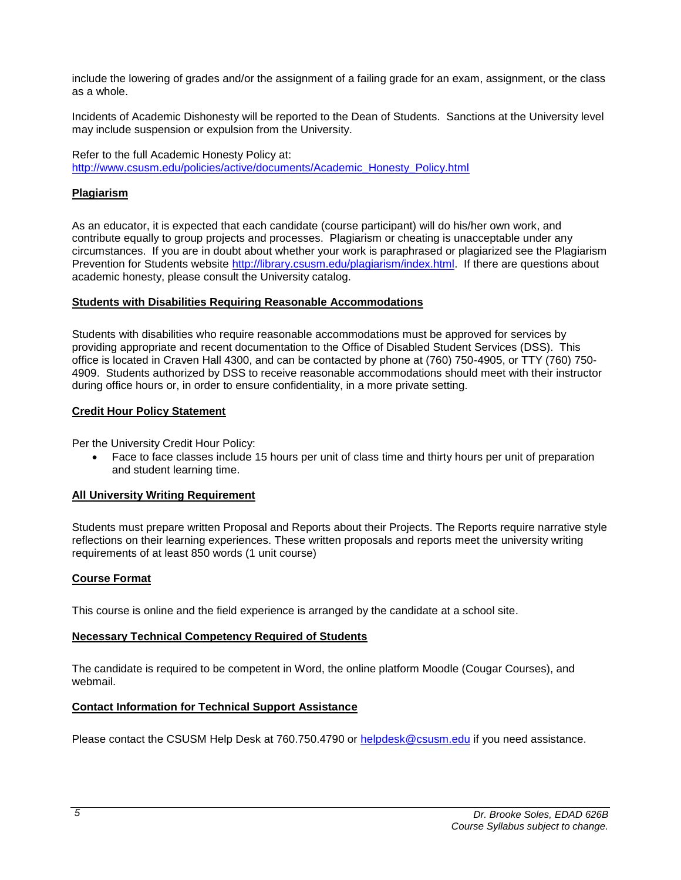include the lowering of grades and/or the assignment of a failing grade for an exam, assignment, or the class as a whole.

Incidents of Academic Dishonesty will be reported to the Dean of Students. Sanctions at the University level may include suspension or expulsion from the University.

Refer to the full Academic Honesty Policy at: http://www.csusm.edu/policies/active/documents/Academic_Honesty_Policy.html

## Plagiarism

As an educator, it is expected that each candidate (course participant) will do his/her own work, and contribute equally to group projects and processes. Plagiarism or cheating is unacceptable under any circumstances. If you are in doubt about whether your work is paraphrased or plagiarized see the Plagiarism Prevention for Students website http://library.csusm.edu/plagiarism/index.html. If there are questions about academic honesty, please consult the University catalog.

## Students with Disabilities Requiring Reasonable Accommodations

Students with disabilities who require reasonable accommodations must be approved for services by providing appropriate and recent documentation to the Office of Disabled Student Services (DSS). This office is located in Craven Hall 4300, and can be contacted by phone at (760) 750-4905, or TTY (760) 750-4909. Students authorized by DSS to receive reasonable accommodations should meet with their instructor during office hours or, in order to ensure confidentiality, in a more private setting.

## Credit Hour Policy Statement

Per the University Credit Hour Policy:

- Face to face classes include 15 hours per unit of class time and thirty hours per unit of preparation and student learning time.

## All University Writing Requirement

Students must prepare written Proposal and Reports about their Projects. The Reports require narrative style reflections on their learning experiences. These written proposals and reports meet the university writing requirements of at least 850 words (1 unit course)

## Course Format

This course is online and the field experience is arranged by the candidate at a school site.

## Necessary Technical Competency Required of Students

The candidate is required to be competent in Word, the online platform Moodle (Cougar Courses), and webmail.

## Contact Information for Technical Support Assistance

Please contact the CSUSM Help Desk at 760.750.4790 or helpdesk@csusm.edu if you need assistance.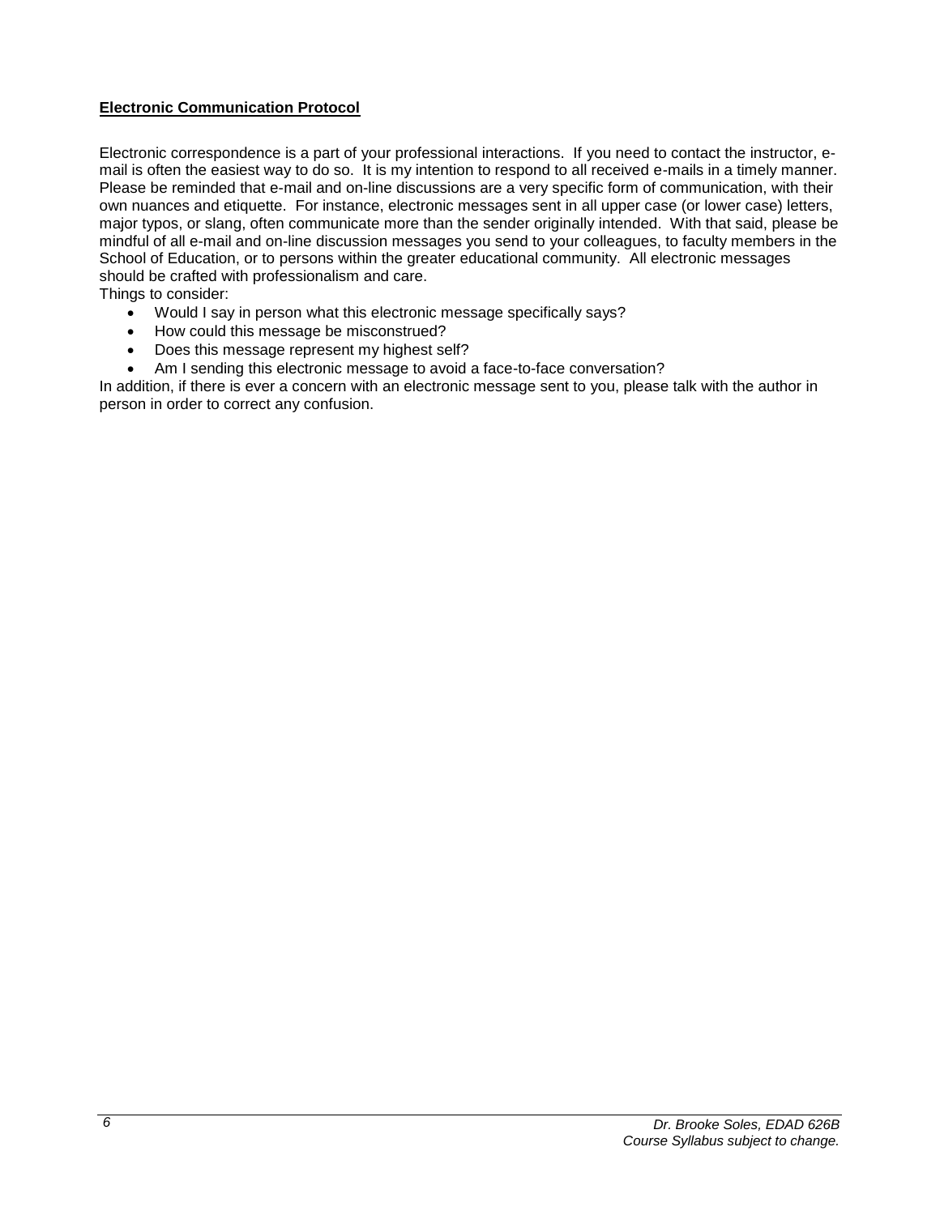**Electronic Communication Protocol**

Electronic correspondence is a part of your professional interactions. If you need to contact the instructor, e-mail is often the easiest way to do so. It is my intention to respond to all received e-mails in a timely manner. Please be reminded that e-mail and on-line discussions are a very specific form of communication, with their own nuances and etiquette. For instance, electronic messages sent in all upper case (or lower case) letters, major typos, or slang, often communicate more than the sender originally intended. With that said, please be mindful of all e-mail and on-line discussion messages you send to your colleagues, to faculty members in the School of Education, or to persons within the greater educational community. All electronic messages should be crafted with professionalism and care.

Things to consider:

- Would I say in person what this electronic message specifically says?
- How could this message be misconstrued?
- Does this message represent my highest self?
- Am I sending this electronic message to avoid a face-to-face conversation?

In addition, if there is ever a concern with an electronic message sent to you, please talk with the author in person in order to correct any confusion.